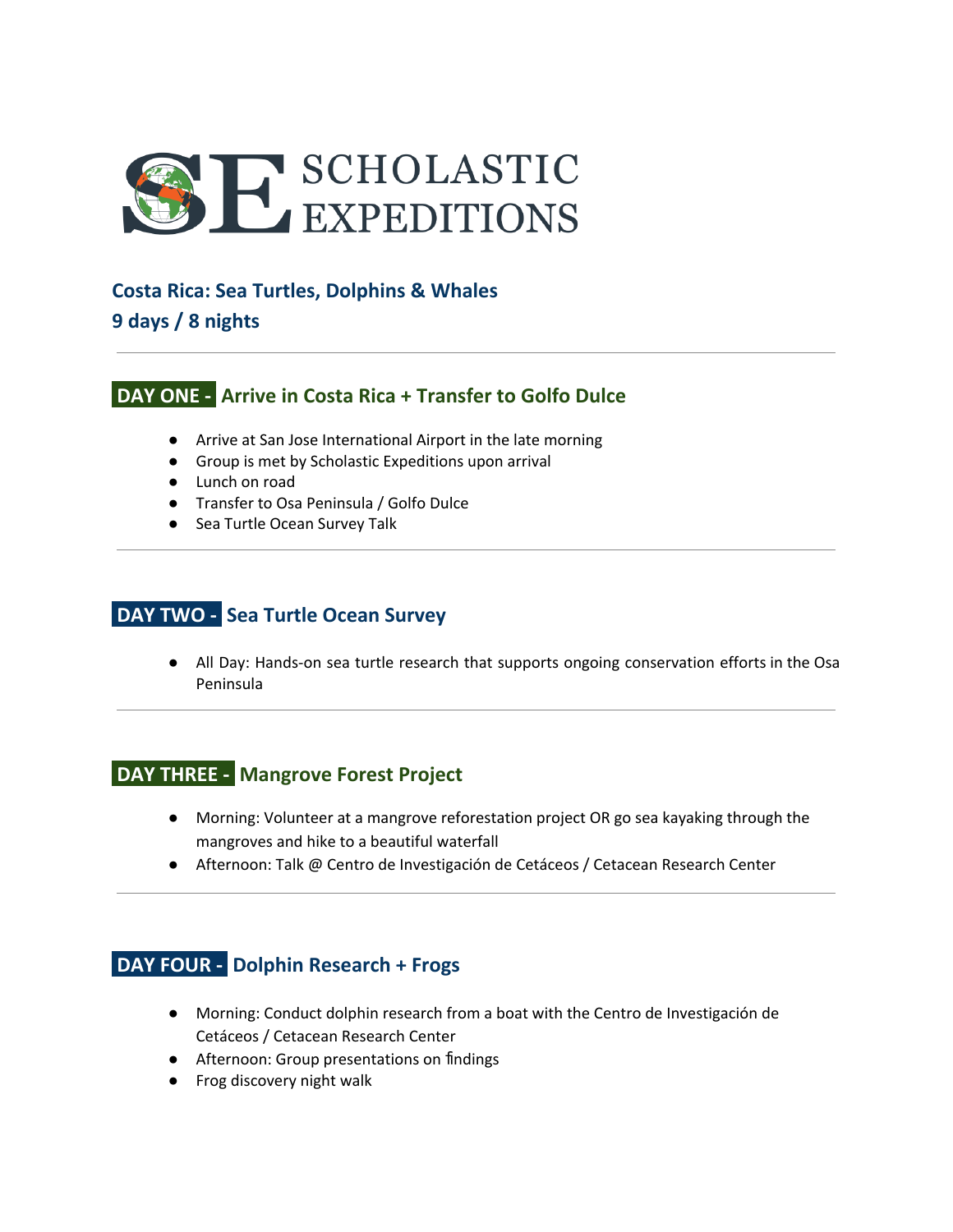# SCHOLASTIC EXPEDITIONS

## Costa Rica: Sea Turtles, Dolphins & Whales

## 9 days / 8 nights

---

### DAY ONE - Arrive in Costa Rica + Transfer to Golfo Dulce

- Arrive at San Jose International Airport in the late morning
- Group is met by Scholastic Expeditions upon arrival
- Lunch on road
- Transfer to Osa Peninsula / Golfo Dulce
- Sea Turtle Ocean Survey Talk

---

### DAY TWO - Sea Turtle Ocean Survey

- All Day: Hands-on sea turtle research that supports ongoing conservation efforts in the Osa Peninsula

---

### DAY THREE - Mangrove Forest Project

- Morning: Volunteer at a mangrove reforestation project OR go sea kayaking through the mangroves and hike to a beautiful waterfall
- Afternoon: Talk @ Centro de Investigación de Cetáceos / Cetacean Research Center

---

### DAY FOUR - Dolphin Research + Frogs

- Morning: Conduct dolphin research from a boat with the Centro de Investigación de Cetáceos / Cetacean Research Center
- Afternoon: Group presentations on findings
- Frog discovery night walk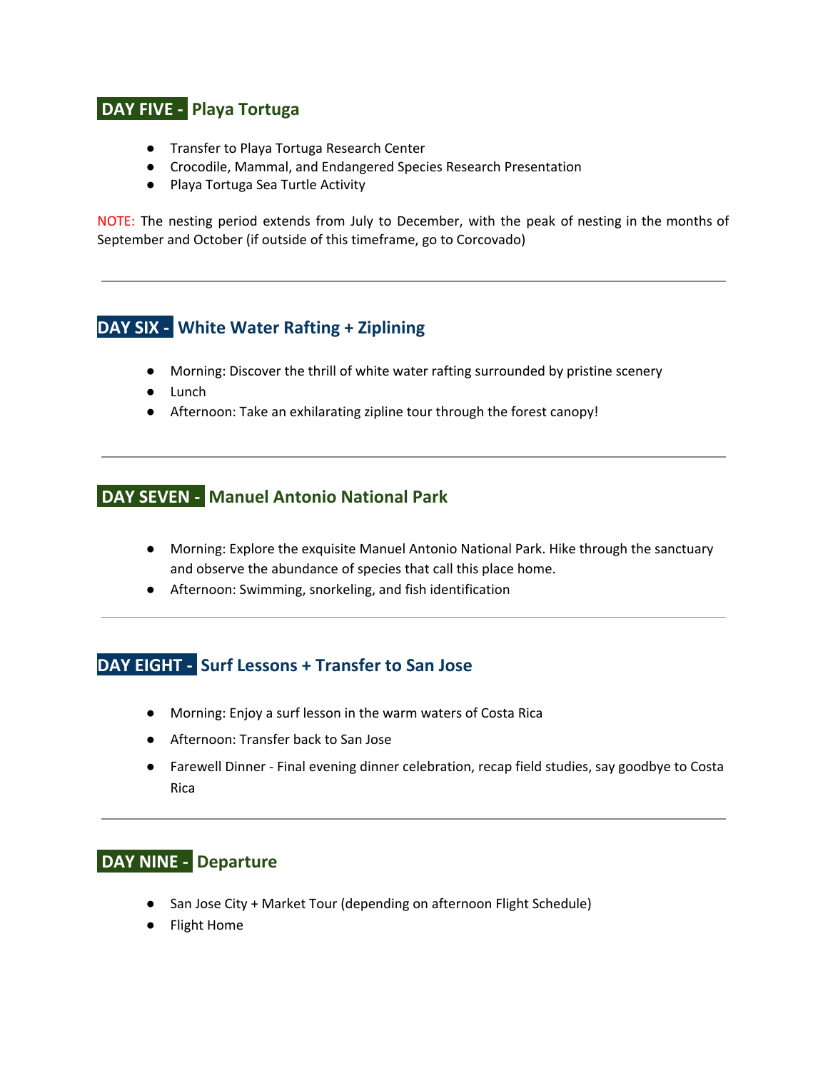## DAY FIVE - Playa Tortuga

- Transfer to Playa Tortuga Research Center
- Crocodile, Mammal, and Endangered Species Research Presentation
- Playa Tortuga Sea Turtle Activity

NOTE: The nesting period extends from July to December, with the peak of nesting in the months of September and October (if outside of this timeframe, go to Corcovado)

---

## DAY SIX - White Water Rafting + Ziplining

- Morning: Discover the thrill of white water rafting surrounded by pristine scenery
- Lunch
- Afternoon: Take an exhilarating zipline tour through the forest canopy!

---

## DAY SEVEN - Manuel Antonio National Park

- Morning: Explore the exquisite Manuel Antonio National Park. Hike through the sanctuary and observe the abundance of species that call this place home.
- Afternoon: Swimming, snorkeling, and fish identification

---

## DAY EIGHT - Surf Lessons + Transfer to San Jose

- Morning: Enjoy a surf lesson in the warm waters of Costa Rica
- Afternoon: Transfer back to San Jose
- Farewell Dinner - Final evening dinner celebration, recap field studies, say goodbye to Costa Rica

---

## DAY NINE - Departure

- San Jose City + Market Tour (depending on afternoon Flight Schedule)
- Flight Home